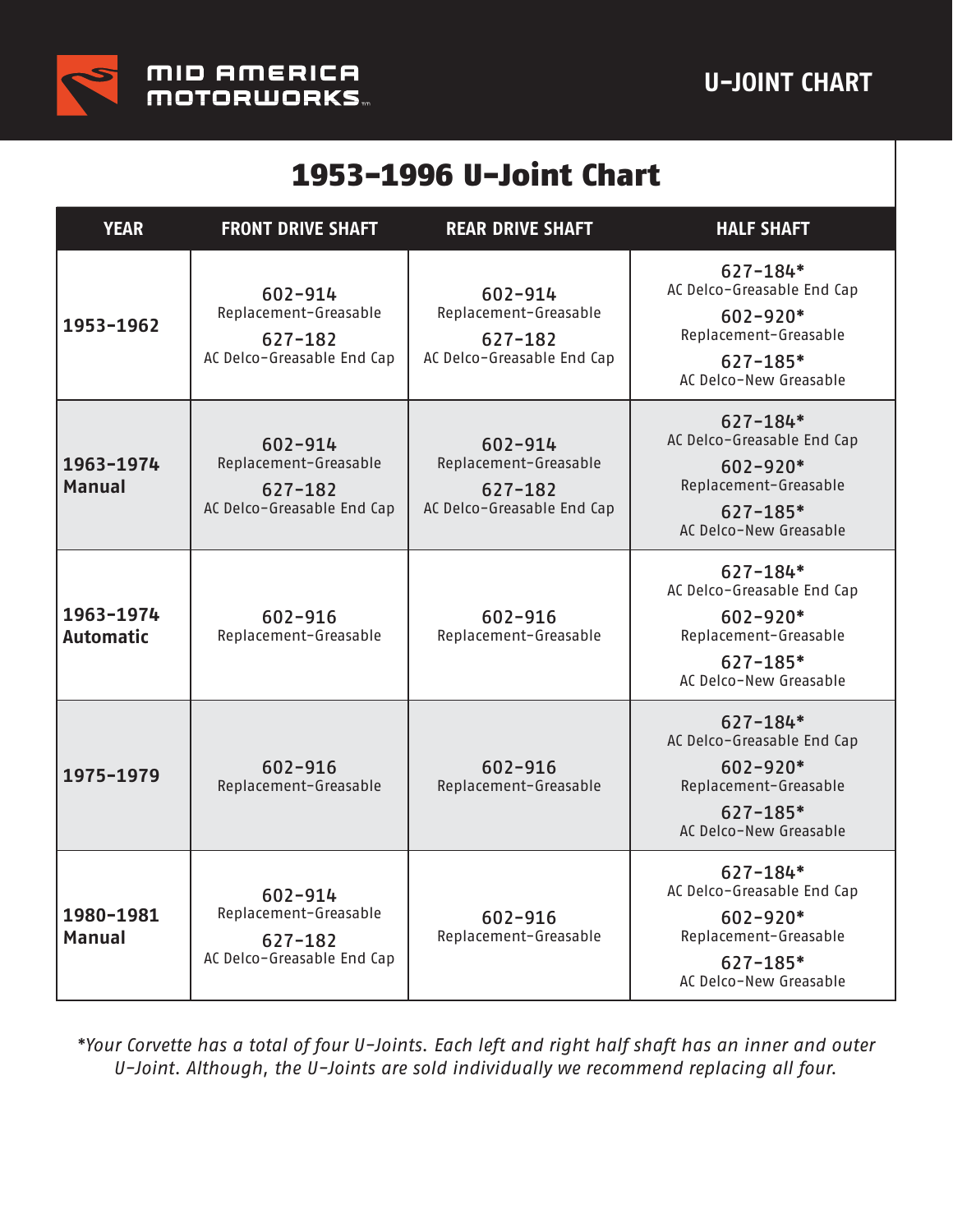# 1953-1996 U-Joint Chart

| YEAR | FRONT DRIVE SHAFT | REAR DRIVE SHAFT | HALF SHAFT |
|---|---|---|---|
| **1953-1962** | 602-914<br>Replacement-Greasable<br>627-182<br>AC Delco-Greasable End Cap | 602-914<br>Replacement-Greasable<br>627-182<br>AC Delco-Greasable End Cap | 627-184*<br>AC Delco-Greasable End Cap<br>602-920*<br>Replacement-Greasable<br>627-185*<br>AC Delco-New Greasable |
| **1963-1974 Manual** | 602-914<br>Replacement-Greasable<br>627-182<br>AC Delco-Greasable End Cap | 602-914<br>Replacement-Greasable<br>627-182<br>AC Delco-Greasable End Cap | 627-184*<br>AC Delco-Greasable End Cap<br>602-920*<br>Replacement-Greasable<br>627-185*<br>AC Delco-New Greasable |
| **1963-1974 Automatic** | 602-916<br>Replacement-Greasable | 602-916<br>Replacement-Greasable | 627-184*<br>AC Delco-Greasable End Cap<br>602-920*<br>Replacement-Greasable<br>627-185*<br>AC Delco-New Greasable |
| **1975-1979** | 602-916<br>Replacement-Greasable | 602-916<br>Replacement-Greasable | 627-184*<br>AC Delco-Greasable End Cap<br>602-920*<br>Replacement-Greasable<br>627-185*<br>AC Delco-New Greasable |
| **1980-1981 Manual** | 602-914<br>Replacement-Greasable<br>627-182<br>AC Delco-Greasable End Cap | 602-916<br>Replacement-Greasable | 627-184*<br>AC Delco-Greasable End Cap<br>602-920*<br>Replacement-Greasable<br>627-185*<br>AC Delco-New Greasable |

*\*Your Corvette has a total of four U-Joints. Each left and right half shaft has an inner and outer U-Joint. Although, the U-Joints are sold individually we recommend replacing all four.*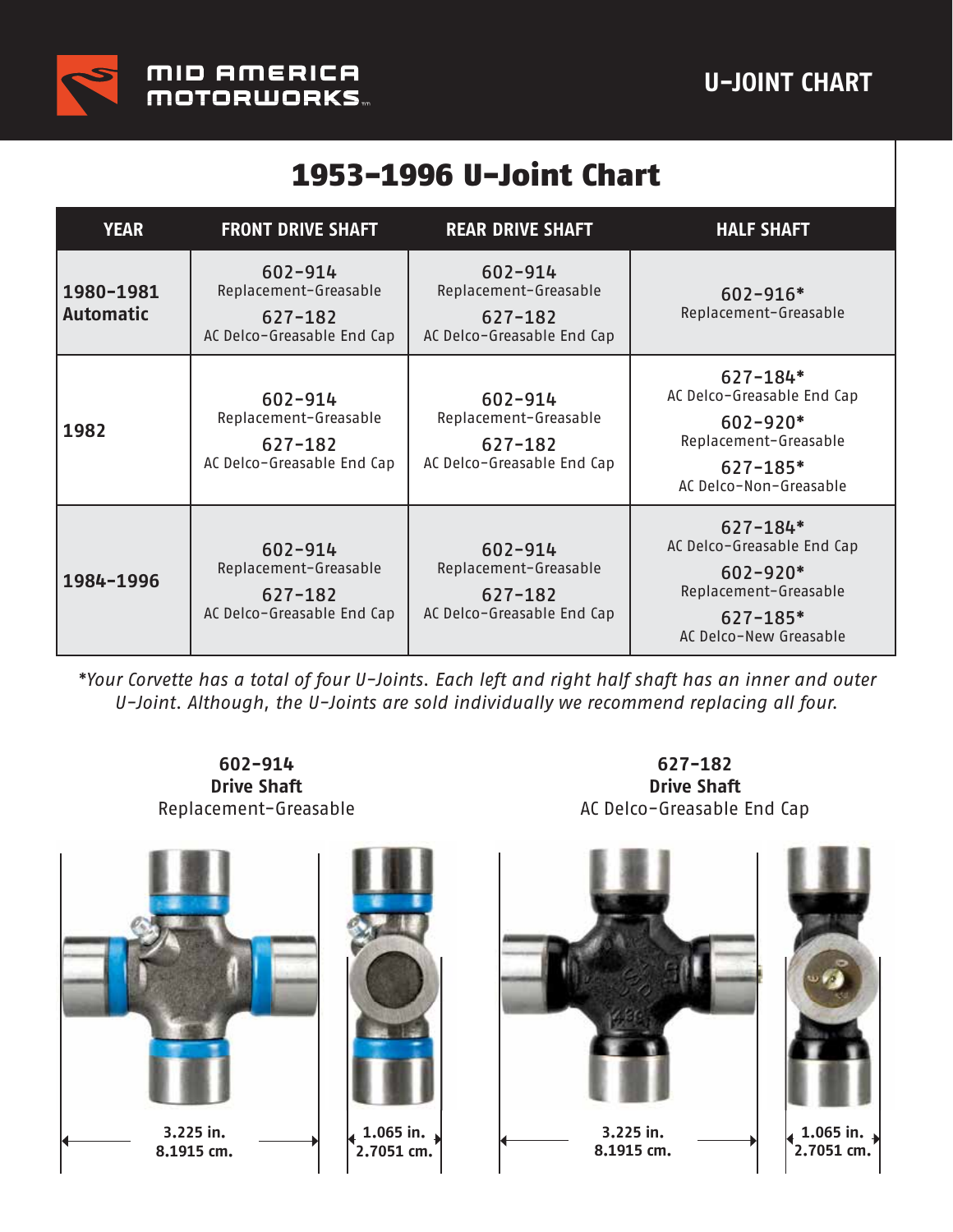MID AMERICA MOTORWORKS

U-JOINT CHART

# 1953-1996 U-Joint Chart

| YEAR | FRONT DRIVE SHAFT | REAR DRIVE SHAFT | HALF SHAFT |
|---|---|---|---|
| **1980-1981 Automatic** | 602-914 Replacement-Greasable<br>627-182 AC Delco-Greasable End Cap | 602-914 Replacement-Greasable<br>627-182 AC Delco-Greasable End Cap | 602-916* Replacement-Greasable |
| **1982** | 602-914 Replacement-Greasable<br>627-182 AC Delco-Greasable End Cap | 602-914 Replacement-Greasable<br>627-182 AC Delco-Greasable End Cap | 627-184* AC Delco-Greasable End Cap<br>602-920* Replacement-Greasable<br>627-185* AC Delco-Non-Greasable |
| **1984-1996** | 602-914 Replacement-Greasable<br>627-182 AC Delco-Greasable End Cap | 602-914 Replacement-Greasable<br>627-182 AC Delco-Greasable End Cap | 627-184* AC Delco-Greasable End Cap<br>602-920* Replacement-Greasable<br>627-185* AC Delco-New Greasable |

*\*Your Corvette has a total of four U-Joints. Each left and right half shaft has an inner and outer U-Joint. Although, the U-Joints are sold individually we recommend replacing all four.*

**602-914**
**Drive Shaft**
Replacement-Greasable

**3.225 in.**
**8.1915 cm.**

**1.065 in.**
**2.7051 cm.**

**627-182**
**Drive Shaft**
AC Delco-Greasable End Cap

**3.225 in.**
**8.1915 cm.**

**1.065 in.**
**2.7051 cm.**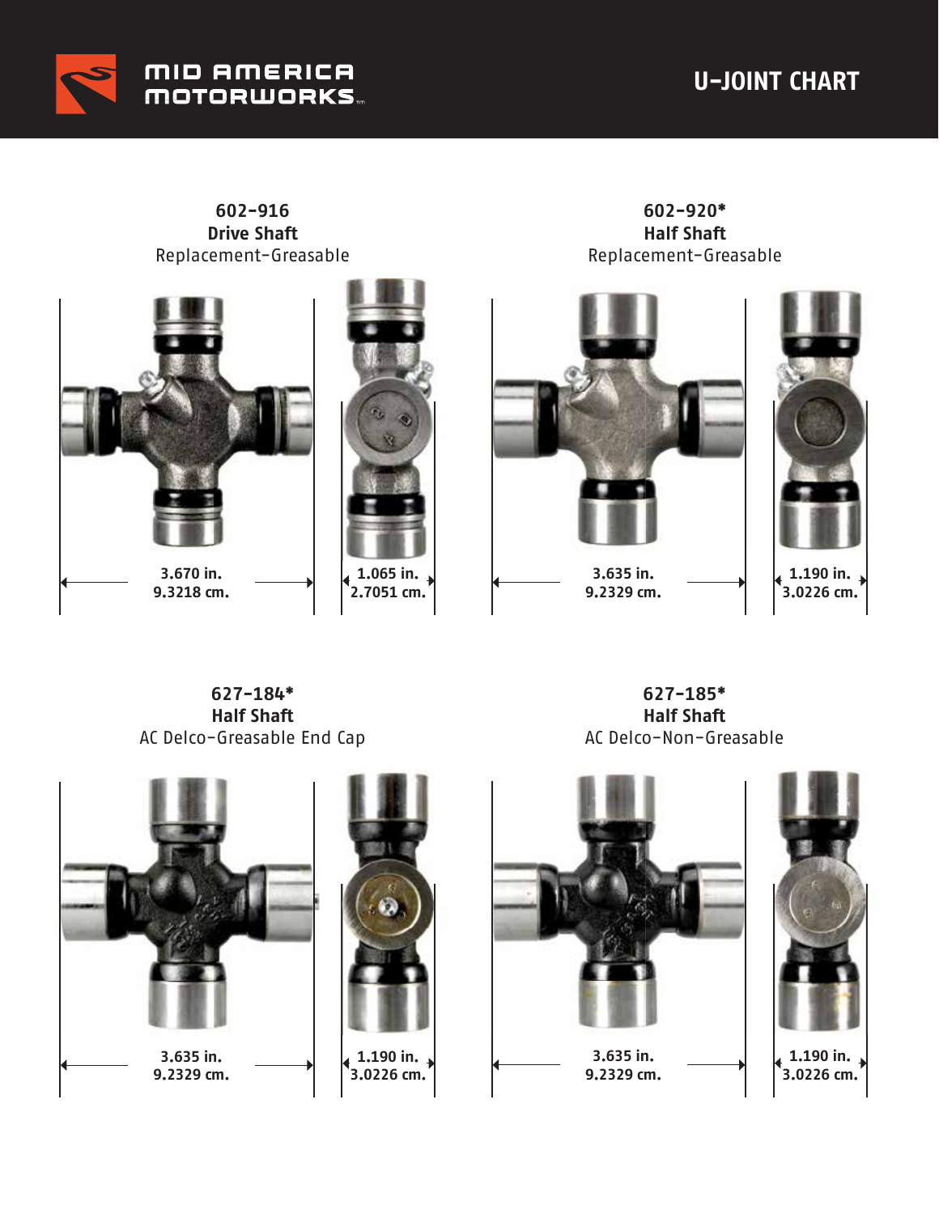MID AMERICA MOTORWORKS

# U-JOINT CHART

## 602-916

**Drive Shaft**

Replacement-Greasable

3.670 in.
9.3218 cm.

1.065 in.
2.7051 cm.

## 602-920*

**Half Shaft**

Replacement-Greasable

3.635 in.
9.2329 cm.

1.190 in.
3.0226 cm.

## 627-184*

**Half Shaft**

AC Delco-Greasable End Cap

3.635 in.
9.2329 cm.

1.190 in.
3.0226 cm.

## 627-185*

**Half Shaft**

AC Delco-Non-Greasable

3.635 in.
9.2329 cm.

1.190 in.
3.0226 cm.